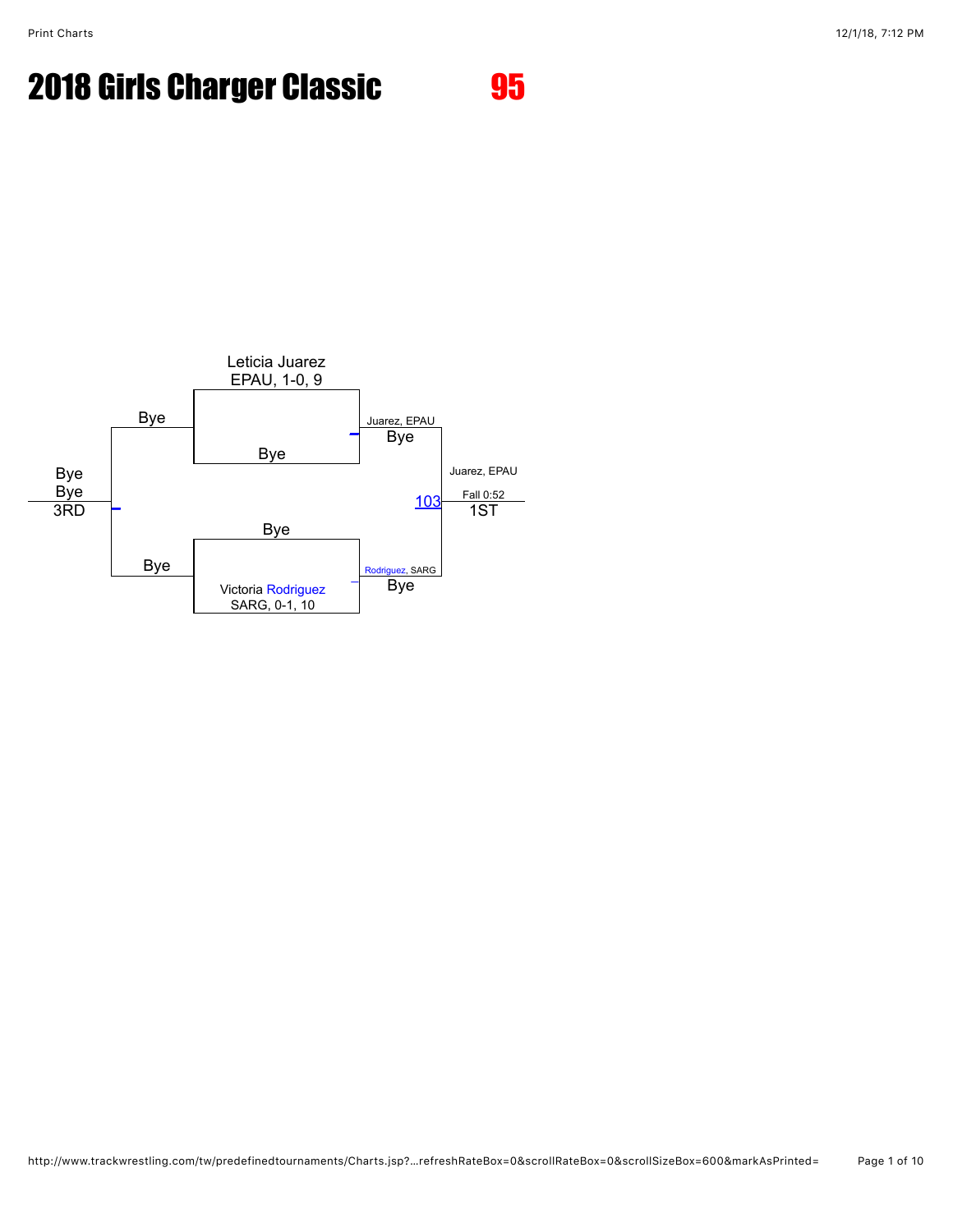# 2018 Girls Charger Classic

## 95

Leticia Juarez
EPAU, 1-0, 9

Bye

Bye

Juarez, EPAU
Bye

Juarez, EPAU

Bye
Bye
3RD

103

Fall 0:52
1ST

Bye

Bye

Rodriguez, SARG
Bye

Victoria Rodriguez
SARG, 0-1, 10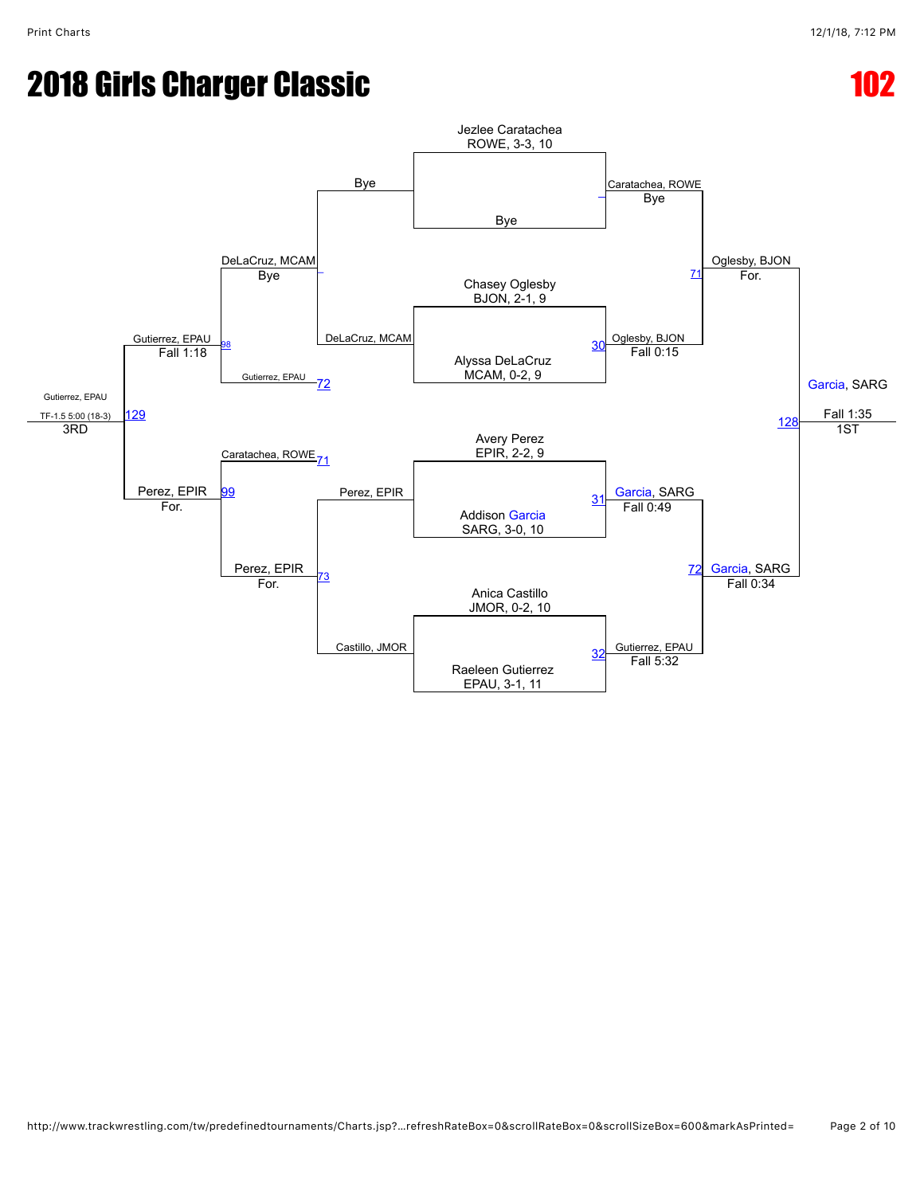# 2018 Girls Charger Classic

# 102

## Championship Bracket

**First Round**

- Jezlee Caratachea (ROWE, 3-3, 10) vs Bye → Caratachea, ROWE (Bye)
- Match 30: Chasey Oglesby (BJON, 2-1, 9) vs Alyssa DeLaCruz (MCAM, 0-2, 9) → Oglesby, BJON (Fall 0:15)
- Match 31: Avery Perez (EPIR, 2-2, 9) vs Addison Garcia (SARG, 3-0, 10) → Garcia, SARG (Fall 0:49)
- Match 32: Anica Castillo (JMOR, 0-2, 10) vs Raeleen Gutierrez (EPAU, 3-1, 11) → Gutierrez, EPAU (Fall 5:32)

**Semifinals**

- Match 71: Caratachea, ROWE vs Oglesby, BJON → Oglesby, BJON (For.)
- Match 72: Garcia, SARG vs Gutierrez, EPAU → Garcia, SARG (Fall 0:34)

**Final**

- Match 128: Oglesby, BJON vs Garcia, SARG → Garcia, SARG (Fall 1:35) — 1ST

## Consolation Bracket

**First Round**

- Bye vs DeLaCruz, MCAM → DeLaCruz, MCAM (Bye)
- Match 73: Perez, EPIR vs Castillo, JMOR → Perez, EPIR (For.)

**Consolation Semifinals**

- Match 98: DeLaCruz, MCAM vs Gutierrez, EPAU (loser of 72) → Gutierrez, EPAU (Fall 1:18)
- Match 99: Caratachea, ROWE (loser of 71) vs Perez, EPIR → Perez, EPIR (For.)

**3rd Place**

- Match 129: Gutierrez, EPAU vs Perez, EPIR → Gutierrez, EPAU (TF-1.5 5:00 (18-3)) — 3RD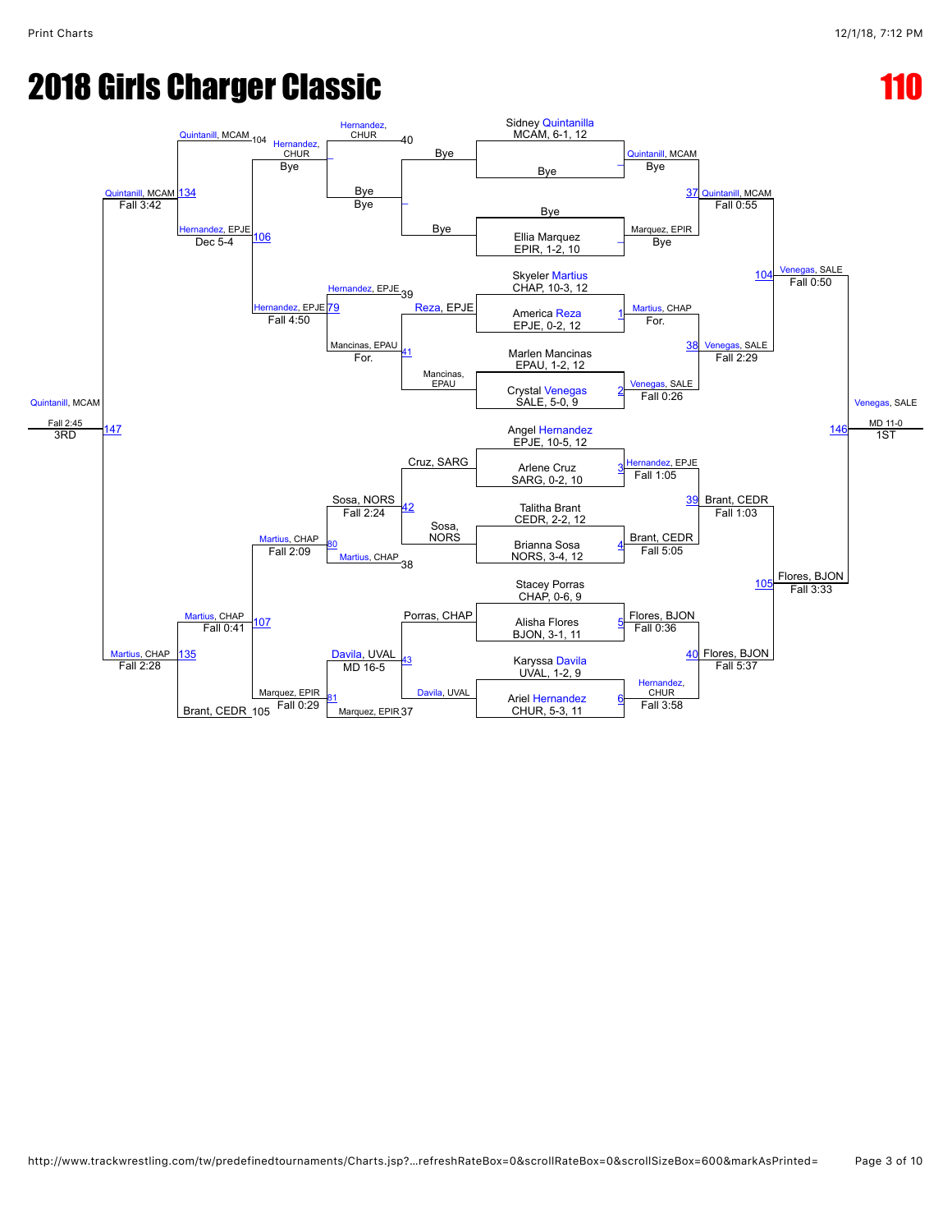# 2018 Girls Charger Classic

# 110

## Championship Bracket

**Seeds / Entrants:**

- Sidney Quintanilla, MCAM, 6-1, 12
- Bye
- Bye
- Ellia Marquez, EPIR, 1-2, 10
- Skyeler Martius, CHAP, 10-3, 12
- America Reza, EPJE, 0-2, 12
- Marlen Mancinas, EPAU, 1-2, 12
- Crystal Venegas, SALE, 5-0, 9
- Angel Hernandez, EPJE, 10-5, 12
- Arlene Cruz, SARG, 0-2, 10
- Talitha Brant, CEDR, 2-2, 12
- Brianna Sosa, NORS, 3-4, 12
- Stacey Porras, CHAP, 0-6, 9
- Alisha Flores, BJON, 3-1, 11
- Karyssa Davila, UVAL, 1-2, 9
- Ariel Hernandez, CHUR, 5-3, 11

**First Round:**

- Quintanill, MCAM — Bye
- Marquez, EPIR — Bye
- Match 1: Martius, CHAP — For.
- Match 2: Venegas, SALE — Fall 0:26
- Match 3: Hernandez, EPJE — Fall 1:05
- Match 4: Brant, CEDR — Fall 5:05
- Match 5: Flores, BJON — Fall 0:36
- Match 6: Hernandez, CHUR — Fall 3:58

**Quarterfinals:**

- Match 37: Quintanill, MCAM — Fall 0:55
- Match 38: Venegas, SALE — Fall 2:29
- Match 39: Brant, CEDR — Fall 1:03
- Match 40: Flores, BJON — Fall 5:37

**Semifinals:**

- Match 104: Venegas, SALE — Fall 0:50
- Match 105: Flores, BJON — Fall 3:33

**Final:**

- Match 146: Venegas, SALE — MD 11-0 — 1ST

## Consolation Bracket

**Consolation Round 1:**

- Bye vs Bye — Bye
- Reza, EPJE vs Mancinas, EPAU — Match 41: Mancinas, EPAU — For.
- Cruz, SARG vs Sosa, NORS — Match 42: Sosa, NORS — Fall 2:24
- Porras, CHAP vs Davila, UVAL — Match 43: Davila, UVAL — MD 16-5

**Consolation Round 2:**

- Hernandez, CHUR (40) vs Bye — Hernandez, CHUR — Bye
- Hernandez, EPJE (39) vs Mancinas, EPAU — Match 79: Hernandez, EPJE — Fall 4:50
- Sosa, NORS vs Martius, CHAP (38) — Match 80: Martius, CHAP — Fall 2:09
- Davila, UVAL vs Marquez, EPIR (37) — Match 81: Marquez, EPIR — Fall 0:29

**Consolation Quarterfinals:**

- Hernandez, CHUR vs Hernandez, EPJE — Match 106: Hernandez, EPJE — Dec 5-4
- Martius, CHAP vs Marquez, EPIR — Match 107: Martius, CHAP — Fall 0:41

**Consolation Semifinals:**

- Quintanill, MCAM (104) vs Hernandez, EPJE — Match 134: Quintanill, MCAM — Fall 3:42
- Martius, CHAP vs Brant, CEDR (105) — Match 135: Martius, CHAP — Fall 2:28

**3rd Place:**

- Match 147: Quintanill, MCAM — Fall 2:45 — 3RD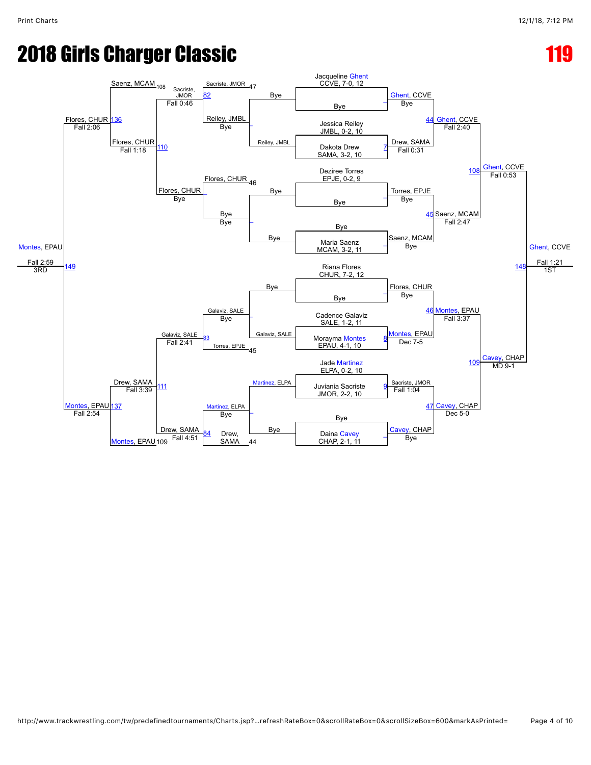# 2018 Girls Charger Classic

# 119

## Championship Bracket

**Seeded wrestlers:**
- Jacqueline Ghent, CCVE, 7-0, 12 — Bye
- Jessica Reiley, JMBL, 0-2, 10
- Dakota Drew, SAMA, 3-2, 10
- Deziree Torres, EPJE, 0-2, 9 — Bye
- Bye — Maria Saenz, MCAM, 3-2, 11
- Riana Flores, CHUR, 7-2, 12 — Bye
- Cadence Galaviz, SALE, 1-2, 11
- Morayma Montes, EPAU, 4-1, 10
- Jade Martinez, ELPA, 0-2, 10
- Juviania Sacriste, JMOR, 2-2, 10
- Bye — Daina Cavey, CHAP, 2-1, 11

**First round:**
- Ghent, CCVE — Bye
- Match 7: Drew, SAMA — Fall 0:31
- Torres, EPJE — Bye
- Saenz, MCAM — Bye
- Flores, CHUR — Bye
- Match 8: Montes, EPAU — Dec 7-5
- Match 9: Sacriste, JMOR — Fall 1:04
- Cavey, CHAP — Bye

**Quarterfinals:**
- Match 44: Ghent, CCVE — Fall 2:40
- Match 45: Saenz, MCAM — Fall 2:47
- Match 46: Montes, EPAU — Fall 3:37
- Match 47: Cavey, CHAP — Dec 5-0

**Semifinals:**
- Match 108: Ghent, CCVE — Fall 0:53
- Match 109: Cavey, CHAP — MD 9-1

**Final:**
- Match 148: Ghent, CCVE — Fall 1:21 — 1ST

## Consolation Bracket

**First round losers:**
- Bye — Reiley, JMBL
- Bye — Bye
- Bye — Galaviz, SALE
- Martinez, ELPA — Bye

**Consolation round 1:**
- Sacriste, JMOR — Bye (47)
- Reiley, JMBL — Bye
- Flores, CHUR (46)
- Bye — Bye
- Galaviz, SALE — Bye
- Torres, EPJE (45)
- Martinez, ELPA — Bye
- Drew, SAMA (44)

**Consolation round 2:**
- Match 82: Sacriste, JMOR — Fall 0:46
- Flores, CHUR — Bye
- Match 83: Galaviz, SALE — Fall 2:41
- Match 84: Drew, SAMA — Fall 4:51

**Consolation round 3:**
- Saenz, MCAM (108)
- Match 110: Flores, CHUR — Fall 1:18
- Match 111: Drew, SAMA — Fall 3:39
- Montes, EPAU (109)

**Consolation semifinals:**
- Match 136: Flores, CHUR — Fall 2:06
- Match 137: Montes, EPAU — Fall 2:54

**3rd place:**
- Match 149: Montes, EPAU — Fall 2:59 — 3RD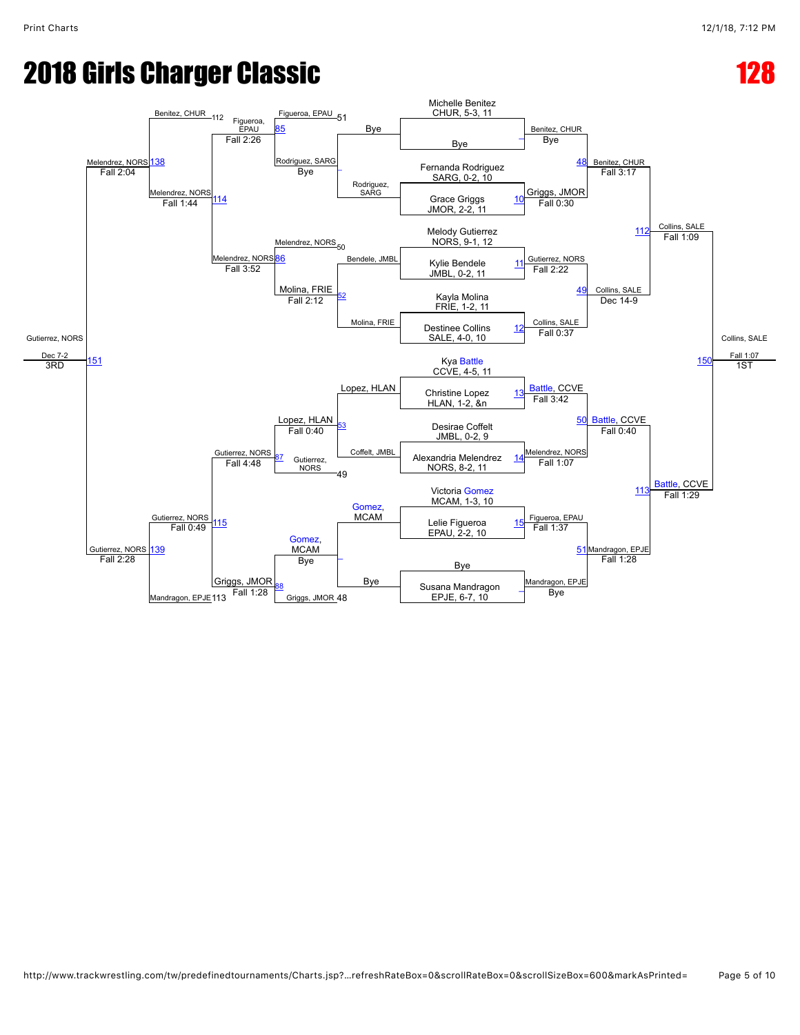# 2018 Girls Charger Classic

# 128

## Championship Bracket

### First Round

| Match | Wrestler 1 | Wrestler 2 | Winner | Result |
|---|---|---|---|---|
| | Michelle Benitez, CHUR, 5-3, 11 | Bye | Benitez, CHUR | Bye |
| 10 | Fernanda Rodriguez, SARG, 0-2, 10 | Grace Griggs, JMOR, 2-2, 11 | Griggs, JMOR | Fall 0:30 |
| 11 | Melody Gutierrez, NORS, 9-1, 12 | Kylie Bendele, JMBL, 0-2, 11 | Gutierrez, NORS | Fall 2:22 |
| 12 | Kayla Molina, FRIE, 1-2, 11 | Destinee Collins, SALE, 4-0, 10 | Collins, SALE | Fall 0:37 |
| 13 | Kya Battle, CCVE, 4-5, 11 | Christine Lopez, HLAN, 1-2, &n | Battle, CCVE | Fall 3:42 |
| 14 | Desirae Coffelt, JMBL, 0-2, 9 | Alexandria Melendrez, NORS, 8-2, 11 | Melendrez, NORS | Fall 1:07 |
| 15 | Victoria Gomez, MCAM, 1-3, 10 | Lelie Figueroa, EPAU, 2-2, 10 | Figueroa, EPAU | Fall 1:37 |
| | Bye | Susana Mandragon, EPJE, 6-7, 10 | Mandragon, EPJE | Bye |

### Quarterfinals

| Match | Wrestler 1 | Wrestler 2 | Winner | Result |
|---|---|---|---|---|
| 48 | Benitez, CHUR | Griggs, JMOR | Benitez, CHUR | Fall 3:17 |
| 49 | Gutierrez, NORS | Collins, SALE | Collins, SALE | Dec 14-9 |
| 50 | Battle, CCVE | Melendrez, NORS | Battle, CCVE | Fall 0:40 |
| 51 | Figueroa, EPAU | Mandragon, EPJE | Mandragon, EPJE | Fall 1:28 |

### Semifinals

| Match | Wrestler 1 | Wrestler 2 | Winner | Result |
|---|---|---|---|---|
| 112 | Benitez, CHUR | Collins, SALE | Collins, SALE | Fall 1:09 |
| 113 | Battle, CCVE | Mandragon, EPJE | Battle, CCVE | Fall 1:29 |

### Final

| Match | Wrestler 1 | Wrestler 2 | Winner | Result | Place |
|---|---|---|---|---|---|
| 150 | Collins, SALE | Battle, CCVE | Collins, SALE | Fall 1:07 | 1ST |

## Consolation Bracket

### Consolation Round 1

| Match | Wrestler 1 | Wrestler 2 | Winner | Result |
|---|---|---|---|---|
| | Rodriguez, SARG | Bye | Rodriguez, SARG | Bye |
| 52 | Bendele, JMBL | Molina, FRIE | Molina, FRIE | Fall 2:12 |
| 53 | Lopez, HLAN | Coffelt, JMBL | Lopez, HLAN | Fall 0:40 |
| | Gomez, MCAM | Bye | Gomez, MCAM | Bye |

### Consolation Round 2

| Match | Wrestler 1 | Wrestler 2 | Winner | Result |
|---|---|---|---|---|
| 85 | Figueroa, EPAU (51) | Rodriguez, SARG | Figueroa, EPAU | Fall 2:26 |
| 86 | Melendrez, NORS (50) | Molina, FRIE | Melendrez, NORS | Fall 3:52 |
| 87 | Lopez, HLAN | Gutierrez, NORS (49) | Gutierrez, NORS | Fall 4:48 |
| 88 | Gomez, MCAM | Griggs, JMOR (48) | Griggs, JMOR | Fall 1:28 |

### Consolation Round 3

| Match | Wrestler 1 | Wrestler 2 | Winner | Result |
|---|---|---|---|---|
| 114 | Figueroa, EPAU | Melendrez, NORS | Melendrez, NORS | Fall 1:44 |
| 115 | Gutierrez, NORS | Griggs, JMOR | Gutierrez, NORS | Fall 0:49 |

### Consolation Semifinals

| Match | Wrestler 1 | Wrestler 2 | Winner | Result |
|---|---|---|---|---|
| 138 | Benitez, CHUR (112) | Melendrez, NORS | Melendrez, NORS | Fall 2:04 |
| 139 | Gutierrez, NORS | Mandragon, EPJE (113) | Gutierrez, NORS | Fall 2:28 |

### 3rd Place

| Match | Wrestler 1 | Wrestler 2 | Winner | Result | Place |
|---|---|---|---|---|---|
| 151 | Melendrez, NORS | Gutierrez, NORS | Gutierrez, NORS | Dec 7-2 | 3RD |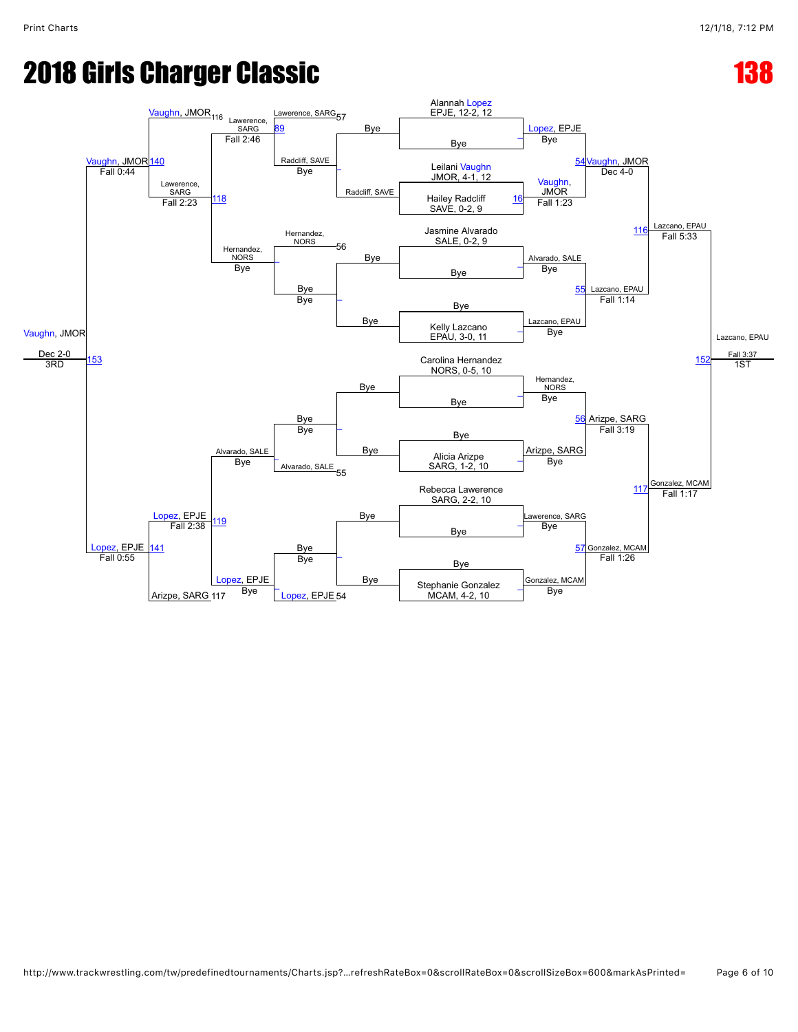# 2018 Girls Charger Classic

# 138

## Championship Bracket

**Initial entries:**

- Alannah Lopez, EPJE, 12-2, 12 — Bye
- Leilani Vaughn, JMOR, 4-1, 12 vs. Hailey Radcliff, SAVE, 0-2, 9
- Jasmine Alvarado, SALE, 0-2, 9 — Bye
- Bye — Kelly Lazcano, EPAU, 3-0, 11
- Carolina Hernandez, NORS, 0-5, 10 — Bye
- Bye — Alicia Arizpe, SARG, 1-2, 10
- Rebecca Lawerence, SARG, 2-2, 10 — Bye
- Bye — Stephanie Gonzalez, MCAM, 4-2, 10

**First round:**

- Lopez, EPJE — Bye
- 16 Vaughn, JMOR — Fall 1:23
- Alvarado, SALE — Bye
- Lazcano, EPAU — Bye
- Hernandez, NORS — Bye
- Arizpe, SARG — Bye
- Lawerence, SARG — Bye
- Gonzalez, MCAM — Bye

**Quarterfinals:**

- 54 Vaughn, JMOR — Dec 4-0
- 55 Lazcano, EPAU — Fall 1:14
- 56 Arizpe, SARG — Fall 3:19
- 57 Gonzalez, MCAM — Fall 1:26

**Semifinals:**

- 116 Lazcano, EPAU — Fall 5:33
- 117 Gonzalez, MCAM — Fall 1:17

**Final:**

- 152 Lazcano, EPAU — Fall 3:37 — 1ST

## Consolation Bracket

**Consolation round 1:**

- Radcliff, SAVE — Bye (vs. Bye)
- Bye — Bye
- Bye — Bye
- Bye — Bye

**Consolation round 2:**

- Lawerence, SARG (57) vs. Radcliff, SAVE — 89 Lawerence, SARG — Fall 2:46
- Hernandez, NORS (56) vs. Bye — Hernandez, NORS — Bye
- Bye vs. Alvarado, SALE (55) — Alvarado, SALE — Bye
- Bye vs. Lopez, EPJE (54) — Lopez, EPJE — Bye

**Consolation round 3:**

- Lawerence, SARG vs. Hernandez, NORS — 118 Lawerence, SARG — Fall 2:23
- Alvarado, SALE vs. Lopez, EPJE — 119 Lopez, EPJE — Fall 2:38

**Consolation semifinals:**

- Vaughn, JMOR (116) vs. Lawerence, SARG — 140 Vaughn, JMOR — Fall 0:44
- Lopez, EPJE vs. Arizpe, SARG (117) — 141 Lopez, EPJE — Fall 0:55

**3rd place:**

- 153 Vaughn, JMOR — Dec 2-0 — 3RD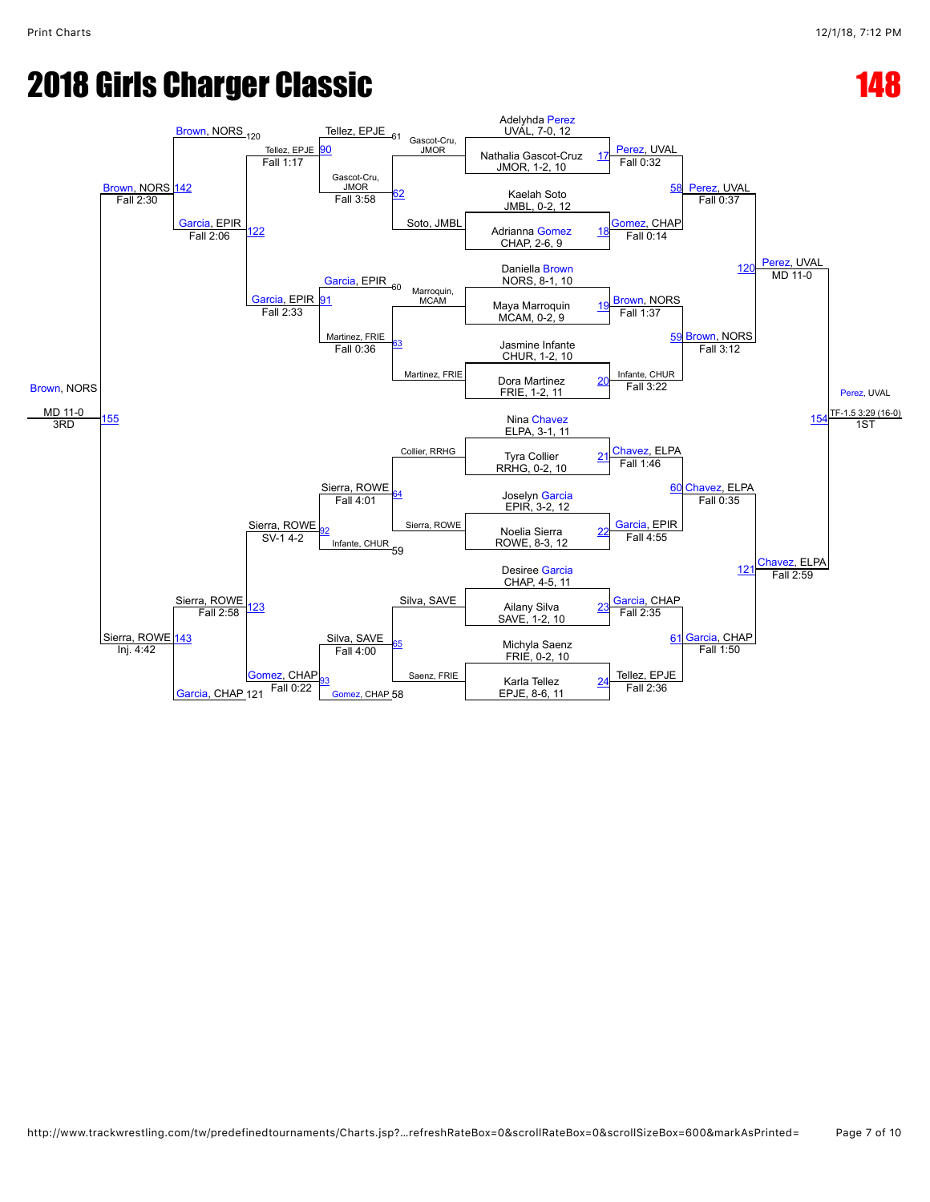# 2018 Girls Charger Classic

# 148

## Championship Bracket

| Wrestler | Match | Winner | Result |
|---|---|---|---|
| Adelyhda Perez, UVAL, 7-0, 12 vs. Nathalia Gascot-Cruz, JMOR, 1-2, 10 | 17 | Perez, UVAL | Fall 0:32 |
| Kaelah Soto, JMBL, 0-2, 12 vs. Adrianna Gomez, CHAP, 2-6, 9 | 18 | Gomez, CHAP | Fall 0:14 |
| Daniella Brown, NORS, 8-1, 10 vs. Maya Marroquin, MCAM, 0-2, 9 | 19 | Brown, NORS | Fall 1:37 |
| Jasmine Infante, CHUR, 1-2, 10 vs. Dora Martinez, FRIE, 1-2, 11 | 20 | Infante, CHUR | Fall 3:22 |
| Nina Chavez, ELPA, 3-1, 11 vs. Tyra Collier, RRHG, 0-2, 10 | 21 | Chavez, ELPA | Fall 1:46 |
| Joselyn Garcia, EPIR, 3-2, 12 vs. Noelia Sierra, ROWE, 8-3, 12 | 22 | Garcia, EPIR | Fall 4:55 |
| Desiree Garcia, CHAP, 4-5, 11 vs. Ailany Silva, SAVE, 1-2, 10 | 23 | Garcia, CHAP | Fall 2:35 |
| Michyla Saenz, FRIE, 0-2, 10 vs. Karla Tellez, EPJE, 8-6, 11 | 24 | Tellez, EPJE | Fall 2:36 |
| Perez, UVAL vs. Gomez, CHAP | 58 | Perez, UVAL | Fall 0:37 |
| Brown, NORS vs. Infante, CHUR | 59 | Brown, NORS | Fall 3:12 |
| Chavez, ELPA vs. Garcia, EPIR | 60 | Chavez, ELPA | Fall 0:35 |
| Garcia, CHAP vs. Tellez, EPJE | 61 | Garcia, CHAP | Fall 1:50 |
| Perez, UVAL vs. Brown, NORS | 120 | Perez, UVAL | MD 11-0 |
| Chavez, ELPA vs. Garcia, CHAP | 121 | Chavez, ELPA | Fall 2:59 |
| Perez, UVAL vs. Chavez, ELPA | 154 | Perez, UVAL (1ST) | TF-1.5 3:29 (16-0) |

## Consolation Bracket

| Wrestlers | Match | Winner | Result |
|---|---|---|---|
| Gascot-Cru, JMOR vs. Soto, JMBL | 62 | Gascot-Cru, JMOR | Fall 3:58 |
| Marroquin, MCAM vs. Martinez, FRIE | 63 | Martinez, FRIE | Fall 0:36 |
| Collier, RRHG vs. Sierra, ROWE | 64 | Sierra, ROWE | Fall 4:01 |
| Silva, SAVE vs. Saenz, FRIE | 65 | Silva, SAVE | Fall 4:00 |
| Tellez, EPJE (61) vs. Gascot-Cru, JMOR | 90 | Tellez, EPJE | Fall 1:17 |
| Garcia, EPIR (60) vs. Martinez, FRIE | 91 | Garcia, EPIR | Fall 2:33 |
| Sierra, ROWE vs. Infante, CHUR (59) | 92 | Sierra, ROWE | SV-1 4-2 |
| Silva, SAVE vs. Gomez, CHAP (58) | 93 | Gomez, CHAP | Fall 0:22 |
| Brown, NORS (120) vs. Tellez, EPJE | 122 | Garcia, EPIR | Fall 2:06 |
| Sierra, ROWE vs. Garcia, CHAP (121) | 123 | Sierra, ROWE | Fall 2:58 |
| Brown, NORS vs. Garcia, EPIR | 142 | Brown, NORS | Fall 2:30 |
| Sierra, ROWE vs. Garcia, CHAP | 143 | Sierra, ROWE | Inj. 4:42 |
| Brown, NORS vs. Sierra, ROWE | 155 | Brown, NORS (3RD) | MD 11-0 |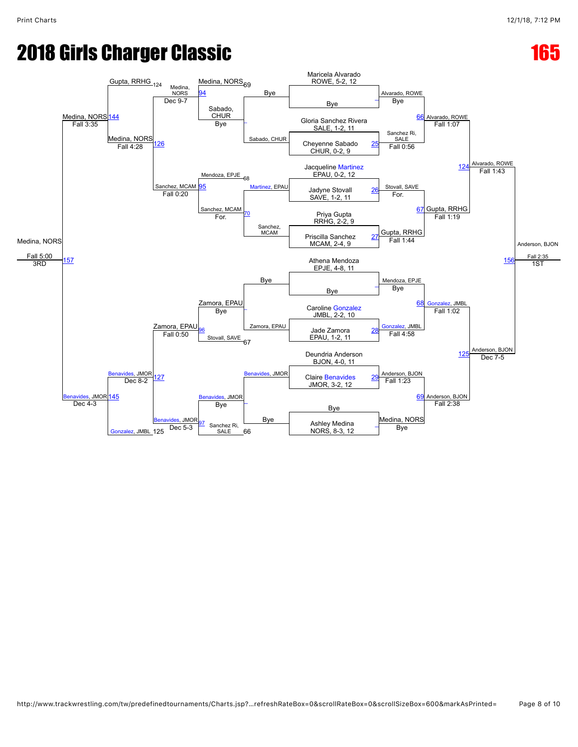# 2018 Girls Charger Classic

## 165

### Championship Bracket

**First Round / Quarterfinals**

| Bout | Wrestler 1 | Wrestler 2 | Winner | Result |
|---|---|---|---|---|
| – | Maricela Alvarado, ROWE, 5-2, 12 | Bye | Alvarado, ROWE | Bye |
| 25 | Gloria Sanchez Rivera, SALE, 1-2, 11 | Cheyenne Sabado, CHUR, 0-2, 9 | Sanchez Ri, SALE | Fall 0:56 |
| 26 | Jacqueline Martinez, EPAU, 0-2, 12 | Jadyne Stovall, SAVE, 1-2, 11 | Stovall, SAVE | For. |
| 27 | Priya Gupta, RRHG, 2-2, 9 | Priscilla Sanchez, MCAM, 2-4, 9 | Gupta, RRHG | Fall 1:44 |
| – | Athena Mendoza, EPJE, 4-8, 11 | Bye | Mendoza, EPJE | Bye |
| 28 | Caroline Gonzalez, JMBL, 2-2, 10 | Jade Zamora, EPAU, 1-2, 11 | Gonzalez, JMBL | Fall 4:58 |
| 29 | Deundria Anderson, BJON, 4-0, 11 | Claire Benavides, JMOR, 3-2, 12 | Anderson, BJON | Fall 1:23 |
| – | Bye | Ashley Medina, NORS, 8-3, 12 | Medina, NORS | Bye |

**Quarterfinals / Semifinals / Final**

| Bout | Wrestler 1 | Wrestler 2 | Winner | Result |
|---|---|---|---|---|
| 66 | Alvarado, ROWE | Sanchez Ri, SALE | Alvarado, ROWE | Fall 1:07 |
| 67 | Stovall, SAVE | Gupta, RRHG | Gupta, RRHG | Fall 1:19 |
| 68 | Mendoza, EPJE | Gonzalez, JMBL | Gonzalez, JMBL | Fall 1:02 |
| 69 | Anderson, BJON | Medina, NORS | Anderson, BJON | Fall 2:38 |
| 124 | Alvarado, ROWE | Gupta, RRHG | Alvarado, ROWE | Fall 1:43 |
| 125 | Gonzalez, JMBL | Anderson, BJON | Anderson, BJON | Dec 7-5 |
| 156 | Alvarado, ROWE | Anderson, BJON | Anderson, BJON (1ST) | Fall 2:35 |

### Consolation Bracket

| Bout | Wrestler 1 | Wrestler 2 | Winner | Result |
|---|---|---|---|---|
| – | Bye | Sabado, CHUR | Sabado, CHUR | Bye |
| 70 | Martinez, EPAU | Sanchez, MCAM | Sanchez, MCAM | For. |
| – | Bye | Zamora, EPAU | Zamora, EPAU | Bye |
| – | Benavides, JMOR | Bye | Benavides, JMOR | Bye |
| 94 | Medina, NORS (69) | Sabado, CHUR | Medina, NORS | Dec 9-7 |
| 95 | Mendoza, EPJE (68) | Sanchez, MCAM | Sanchez, MCAM | Fall 0:20 |
| 96 | Zamora, EPAU | Stovall, SAVE (67) | Zamora, EPAU | Fall 0:50 |
| 97 | Benavides, JMOR | Sanchez Ri, SALE (66) | Benavides, JMOR | Dec 5-3 |
| 126 | Gupta, RRHG (124) | Medina, NORS | Medina, NORS | Fall 4:28 |
| 127 | Benavides, JMOR | Gonzalez, JMBL (125) | Benavides, JMOR | Dec 8-2 |
| 144 | Medina, NORS | Sanchez, MCAM | Medina, NORS | Fall 3:35 |
| 145 | Zamora, EPAU | Benavides, JMOR | Benavides, JMOR | Dec 4-3 |
| 157 | Medina, NORS | Benavides, JMOR | Medina, NORS (3RD) | Fall 5:00 |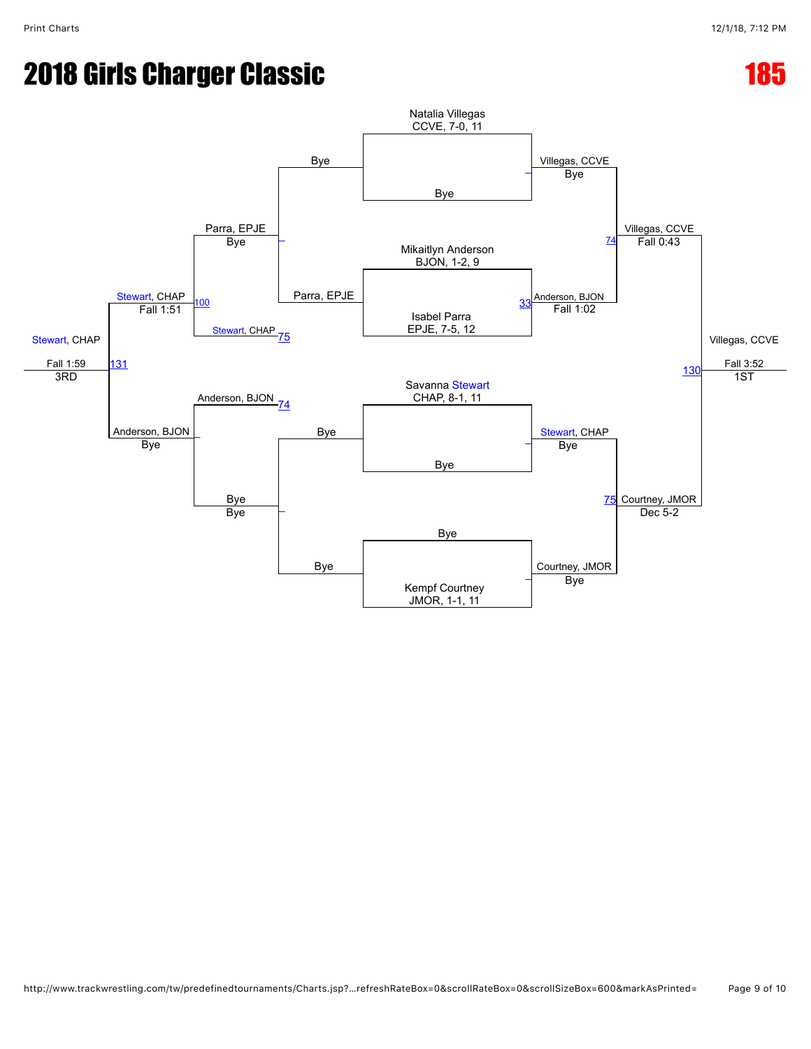# 2018 Girls Charger Classic

# 185

## Championship Bracket

Natalia Villegas
CCVE, 7-0, 11

Bye

Mikaitlyn Anderson
BJON, 1-2, 9

Isabel Parra
EPJE, 7-5, 12

Savanna Stewart
CHAP, 8-1, 11

Bye

Bye

Kempf Courtney
JMOR, 1-1, 11

**Quarterfinals**

- Villegas, CCVE — Bye
- Anderson, BJON — Fall 1:02 (33)
- Stewart, CHAP — Bye
- Courtney, JMOR — Bye

**Semifinals**

- Villegas, CCVE — Fall 0:43 (74)
- Courtney, JMOR — Dec 5-2 (75)

**1st Place (130)**

Villegas, CCVE — Fall 3:52 — 1ST

## Consolation Bracket

- Bye
- Parra, EPJE
- Parra, EPJE — Bye
- Stewart, CHAP (75)
- Stewart, CHAP — Fall 1:51 (100)
- Anderson, BJON (74)
- Bye
- Bye
- Bye — Bye
- Anderson, BJON — Bye

**3rd Place (131)**

Stewart, CHAP — Fall 1:59 — 3RD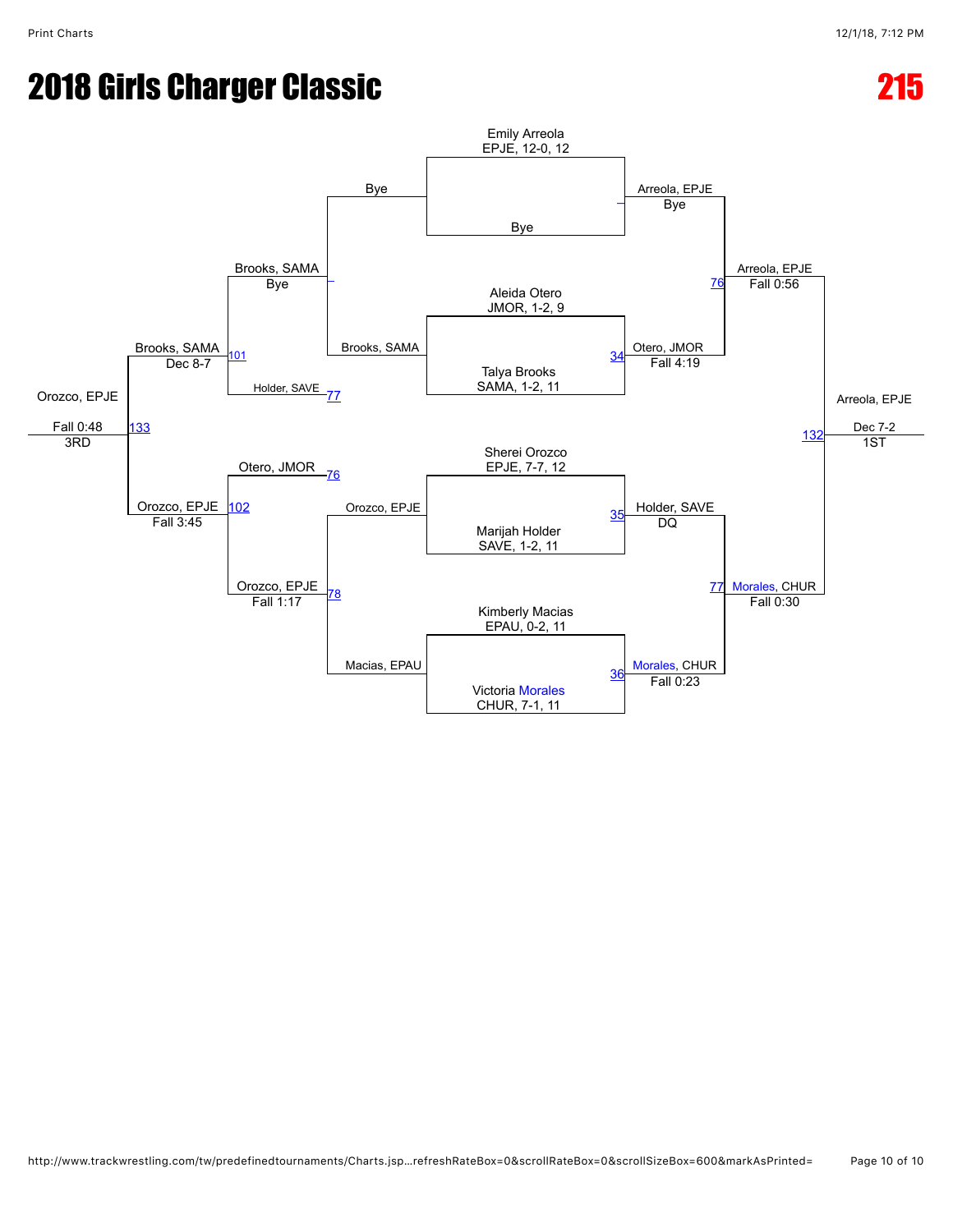# 2018 Girls Charger Classic

# 215

Emily Arreola
EPJE, 12-0, 12

Bye

Arreola, EPJE
Bye

Aleida Otero
JMOR, 1-2, 9

Talya Brooks
SAMA, 1-2, 11

34

Otero, JMOR
Fall 4:19

76

Arreola, EPJE
Fall 0:56

Sherei Orozco
EPJE, 7-7, 12

Marijah Holder
SAVE, 1-2, 11

35

Holder, SAVE
DQ

Kimberly Macias
EPAU, 0-2, 11

Victoria Morales
CHUR, 7-1, 11

36

Morales, CHUR
Fall 0:23

77

Morales, CHUR
Fall 0:30

132

Arreola, EPJE
Dec 7-2
1ST

Bye

Brooks, SAMA

Brooks, SAMA
Bye

Holder, SAVE

77

101

Brooks, SAMA
Dec 8-7

Orozco, EPJE

Macias, EPAU

78

Otero, JMOR

76

Orozco, EPJE
Fall 1:17

102

Orozco, EPJE
Fall 3:45

133

Orozco, EPJE
Fall 0:48
3RD